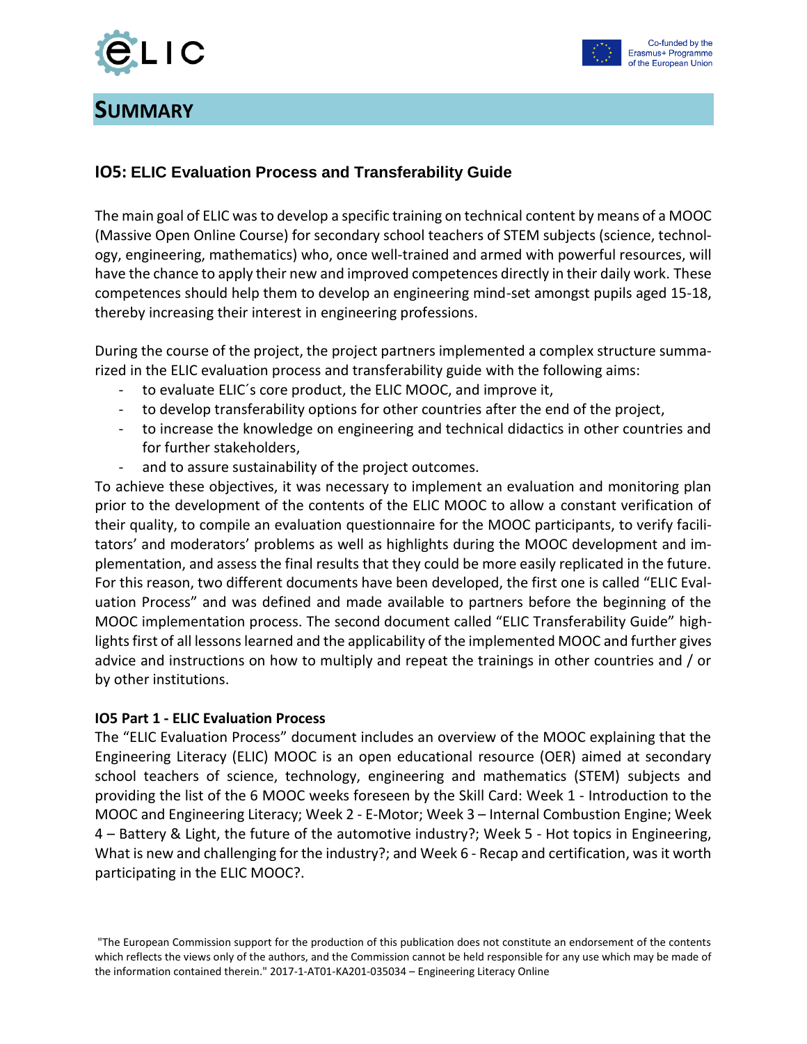# SUMMARY

## IO5: ELIC Evaluation Process and Transferability Guide

The main goal of ELIC was to develop a specific training on technical content by means of a MOOC (Massive Open Online Course) for secondary school teachers of STEM subjects (science, technology, engineering, mathematics) who, once well-trained and armed with powerful resources, will have the chance to apply their new and improved competences directly in their daily work. These competences should help them to develop an engineering mind-set amongst pupils aged 15-18, thereby increasing their interest in engineering professions.

During the course of the project, the project partners implemented a complex structure summarized in the ELIC evaluation process and transferability guide with the following aims:

- to evaluate ELIC´s core product, the ELIC MOOC, and improve it,
- to develop transferability options for other countries after the end of the project,
- to increase the knowledge on engineering and technical didactics in other countries and for further stakeholders,
- and to assure sustainability of the project outcomes.

To achieve these objectives, it was necessary to implement an evaluation and monitoring plan prior to the development of the contents of the ELIC MOOC to allow a constant verification of their quality, to compile an evaluation questionnaire for the MOOC participants, to verify facilitators' and moderators' problems as well as highlights during the MOOC development and implementation, and assess the final results that they could be more easily replicated in the future. For this reason, two different documents have been developed, the first one is called "ELIC Evaluation Process" and was defined and made available to partners before the beginning of the MOOC implementation process. The second document called "ELIC Transferability Guide" highlights first of all lessons learned and the applicability of the implemented MOOC and further gives advice and instructions on how to multiply and repeat the trainings in other countries and / or by other institutions.

**IO5 Part 1 - ELIC Evaluation Process**

The "ELIC Evaluation Process" document includes an overview of the MOOC explaining that the Engineering Literacy (ELIC) MOOC is an open educational resource (OER) aimed at secondary school teachers of science, technology, engineering and mathematics (STEM) subjects and providing the list of the 6 MOOC weeks foreseen by the Skill Card: Week 1 - Introduction to the MOOC and Engineering Literacy; Week 2 - E-Motor; Week 3 – Internal Combustion Engine; Week 4 – Battery & Light, the future of the automotive industry?; Week 5 - Hot topics in Engineering, What is new and challenging for the industry?; and Week 6 - Recap and certification, was it worth participating in the ELIC MOOC?.

"The European Commission support for the production of this publication does not constitute an endorsement of the contents which reflects the views only of the authors, and the Commission cannot be held responsible for any use which may be made of the information contained therein." 2017-1-AT01-KA201-035034 – Engineering Literacy Online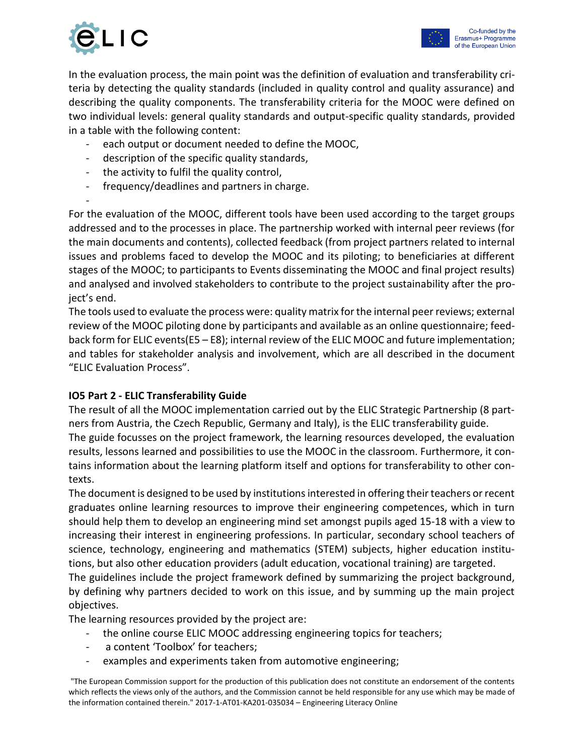In the evaluation process, the main point was the definition of evaluation and transferability criteria by detecting the quality standards (included in quality control and quality assurance) and describing the quality components. The transferability criteria for the MOOC were defined on two individual levels: general quality standards and output-specific quality standards, provided in a table with the following content:

- each output or document needed to define the MOOC,
- description of the specific quality standards,
- the activity to fulfil the quality control,
- frequency/deadlines and partners in charge.
-

For the evaluation of the MOOC, different tools have been used according to the target groups addressed and to the processes in place. The partnership worked with internal peer reviews (for the main documents and contents), collected feedback (from project partners related to internal issues and problems faced to develop the MOOC and its piloting; to beneficiaries at different stages of the MOOC; to participants to Events disseminating the MOOC and final project results) and analysed and involved stakeholders to contribute to the project sustainability after the project's end.

The tools used to evaluate the process were: quality matrix for the internal peer reviews; external review of the MOOC piloting done by participants and available as an online questionnaire; feedback form for ELIC events(E5 – E8); internal review of the ELIC MOOC and future implementation; and tables for stakeholder analysis and involvement, which are all described in the document "ELIC Evaluation Process".

**IO5 Part 2 - ELIC Transferability Guide**

The result of all the MOOC implementation carried out by the ELIC Strategic Partnership (8 partners from Austria, the Czech Republic, Germany and Italy), is the ELIC transferability guide.

The guide focusses on the project framework, the learning resources developed, the evaluation results, lessons learned and possibilities to use the MOOC in the classroom. Furthermore, it contains information about the learning platform itself and options for transferability to other contexts.

The document is designed to be used by institutions interested in offering their teachers or recent graduates online learning resources to improve their engineering competences, which in turn should help them to develop an engineering mind set amongst pupils aged 15-18 with a view to increasing their interest in engineering professions. In particular, secondary school teachers of science, technology, engineering and mathematics (STEM) subjects, higher education institutions, but also other education providers (adult education, vocational training) are targeted.

The guidelines include the project framework defined by summarizing the project background, by defining why partners decided to work on this issue, and by summing up the main project objectives.

The learning resources provided by the project are:

- the online course ELIC MOOC addressing engineering topics for teachers;
- a content 'Toolbox' for teachers;
- examples and experiments taken from automotive engineering;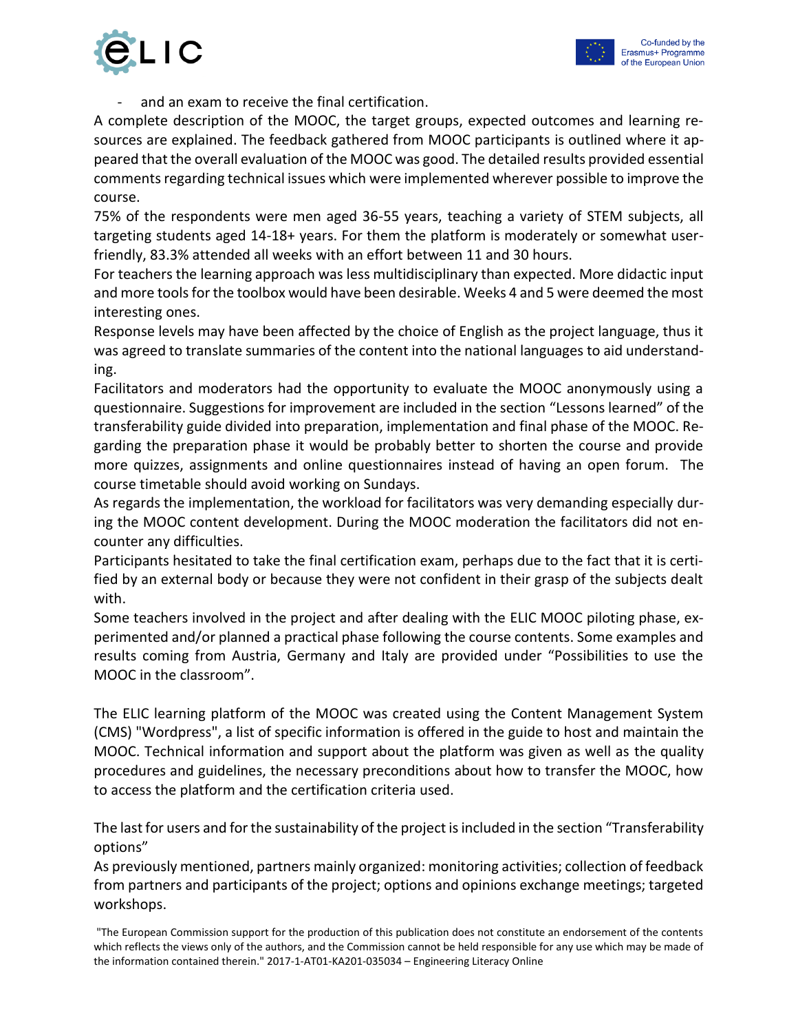- and an exam to receive the final certification.

A complete description of the MOOC, the target groups, expected outcomes and learning resources are explained. The feedback gathered from MOOC participants is outlined where it appeared that the overall evaluation of the MOOC was good. The detailed results provided essential comments regarding technical issues which were implemented wherever possible to improve the course.

75% of the respondents were men aged 36-55 years, teaching a variety of STEM subjects, all targeting students aged 14-18+ years. For them the platform is moderately or somewhat user-friendly, 83.3% attended all weeks with an effort between 11 and 30 hours.

For teachers the learning approach was less multidisciplinary than expected. More didactic input and more tools for the toolbox would have been desirable. Weeks 4 and 5 were deemed the most interesting ones.

Response levels may have been affected by the choice of English as the project language, thus it was agreed to translate summaries of the content into the national languages to aid understanding.

Facilitators and moderators had the opportunity to evaluate the MOOC anonymously using a questionnaire. Suggestions for improvement are included in the section "Lessons learned" of the transferability guide divided into preparation, implementation and final phase of the MOOC. Regarding the preparation phase it would be probably better to shorten the course and provide more quizzes, assignments and online questionnaires instead of having an open forum. The course timetable should avoid working on Sundays.

As regards the implementation, the workload for facilitators was very demanding especially during the MOOC content development. During the MOOC moderation the facilitators did not encounter any difficulties.

Participants hesitated to take the final certification exam, perhaps due to the fact that it is certified by an external body or because they were not confident in their grasp of the subjects dealt with.

Some teachers involved in the project and after dealing with the ELIC MOOC piloting phase, experimented and/or planned a practical phase following the course contents. Some examples and results coming from Austria, Germany and Italy are provided under "Possibilities to use the MOOC in the classroom".

The ELIC learning platform of the MOOC was created using the Content Management System (CMS) "Wordpress", a list of specific information is offered in the guide to host and maintain the MOOC. Technical information and support about the platform was given as well as the quality procedures and guidelines, the necessary preconditions about how to transfer the MOOC, how to access the platform and the certification criteria used.

The last for users and for the sustainability of the project is included in the section "Transferability options"

As previously mentioned, partners mainly organized: monitoring activities; collection of feedback from partners and participants of the project; options and opinions exchange meetings; targeted workshops.

"The European Commission support for the production of this publication does not constitute an endorsement of the contents which reflects the views only of the authors, and the Commission cannot be held responsible for any use which may be made of the information contained therein." 2017-1-AT01-KA201-035034 – Engineering Literacy Online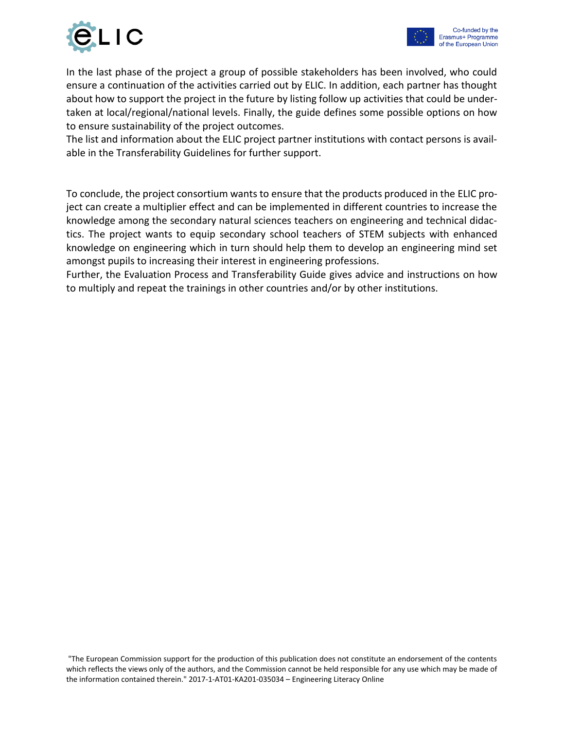In the last phase of the project a group of possible stakeholders has been involved, who could ensure a continuation of the activities carried out by ELIC. In addition, each partner has thought about how to support the project in the future by listing follow up activities that could be undertaken at local/regional/national levels. Finally, the guide defines some possible options on how to ensure sustainability of the project outcomes.
The list and information about the ELIC project partner institutions with contact persons is available in the Transferability Guidelines for further support.

To conclude, the project consortium wants to ensure that the products produced in the ELIC project can create a multiplier effect and can be implemented in different countries to increase the knowledge among the secondary natural sciences teachers on engineering and technical didactics. The project wants to equip secondary school teachers of STEM subjects with enhanced knowledge on engineering which in turn should help them to develop an engineering mind set amongst pupils to increasing their interest in engineering professions.
Further, the Evaluation Process and Transferability Guide gives advice and instructions on how to multiply and repeat the trainings in other countries and/or by other institutions.